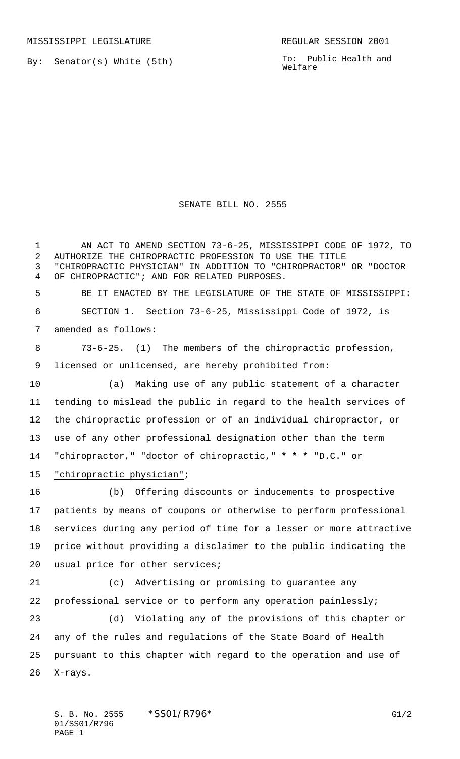MISSISSIPPI LEGISLATURE REGULAR SESSION 2001

By: Senator(s) White (5th)

To: Public Health and Welfare

# SENATE BILL NO. 2555

AN ACT TO AMEND SECTION 73-6-25, MISSISSIPPI CODE OF 1972, TO AUTHORIZE THE CHIROPRACTIC PROFESSION TO USE THE TITLE "CHIROPRACTIC PHYSICIAN" IN ADDITION TO "CHIROPRACTOR" OR "DOCTOR OF CHIROPRACTIC"; AND FOR RELATED PURPOSES.

BE IT ENACTED BY THE LEGISLATURE OF THE STATE OF MISSISSIPPI:

SECTION 1. Section 73-6-25, Mississippi Code of 1972, is amended as follows:

73-6-25. (1) The members of the chiropractic profession, licensed or unlicensed, are hereby prohibited from:

(a) Making use of any public statement of a character tending to mislead the public in regard to the health services of the chiropractic profession or of an individual chiropractor, or use of any other professional designation other than the term "chiropractor," "doctor of chiropractic," * * * "D.C." <u>or "chiropractic physician"</u>;

(b) Offering discounts or inducements to prospective patients by means of coupons or otherwise to perform professional services during any period of time for a lesser or more attractive price without providing a disclaimer to the public indicating the usual price for other services;

(c) Advertising or promising to guarantee any professional service or to perform any operation painlessly;

(d) Violating any of the provisions of this chapter or any of the rules and regulations of the State Board of Health pursuant to this chapter with regard to the operation and use of X-rays.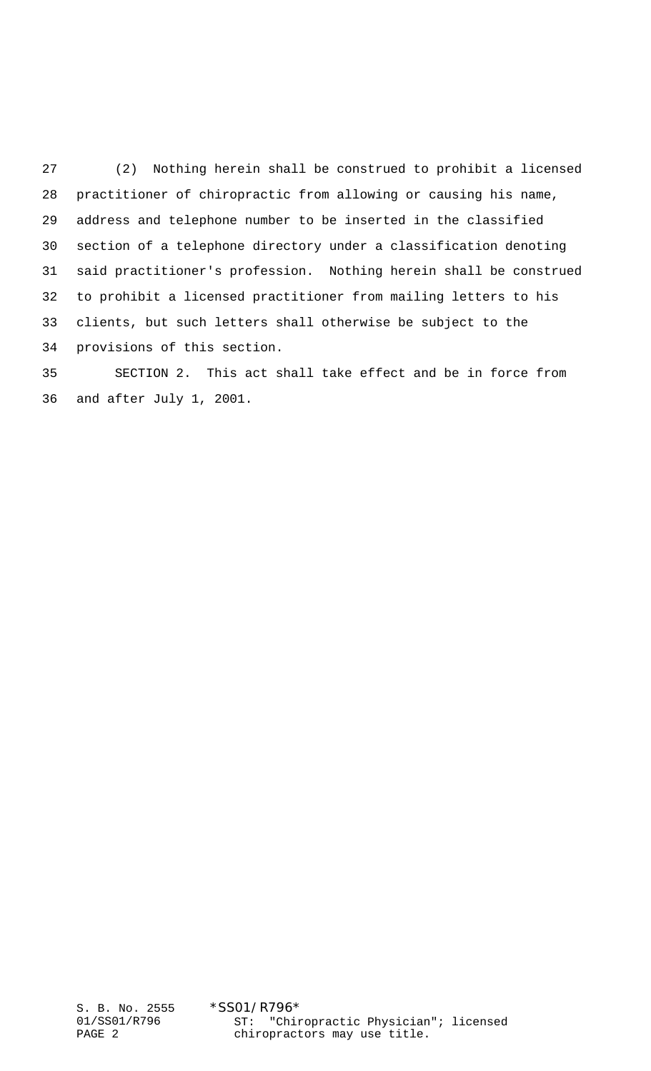(2) Nothing herein shall be construed to prohibit a licensed practitioner of chiropractic from allowing or causing his name, address and telephone number to be inserted in the classified section of a telephone directory under a classification denoting said practitioner's profession. Nothing herein shall be construed to prohibit a licensed practitioner from mailing letters to his clients, but such letters shall otherwise be subject to the provisions of this section.

SECTION 2. This act shall take effect and be in force from and after July 1, 2001.